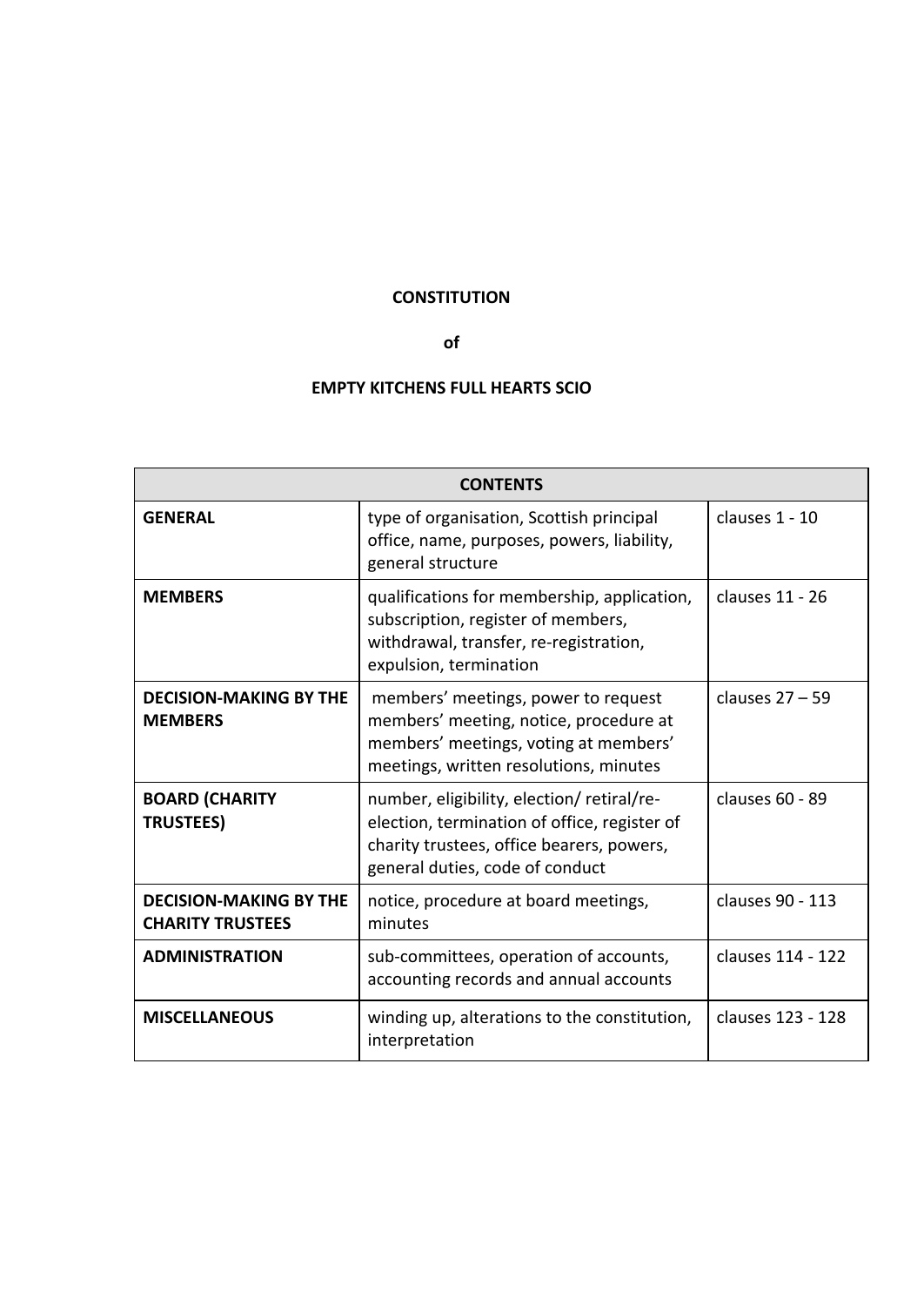**CONSTITUTION**

**of**

**EMPTY KITCHENS FULL HEARTS SCIO**

| CONTENTS | | |
|---|---|---|
| **GENERAL** | type of organisation, Scottish principal office, name, purposes, powers, liability, general structure | clauses 1 - 10 |
| **MEMBERS** | qualifications for membership, application, subscription, register of members, withdrawal, transfer, re-registration, expulsion, termination | clauses 11 - 26 |
| **DECISION-MAKING BY THE MEMBERS** | members' meetings, power to request members' meeting, notice, procedure at members' meetings, voting at members' meetings, written resolutions, minutes | clauses 27 – 59 |
| **BOARD (CHARITY TRUSTEES)** | number, eligibility, election/ retiral/re-election, termination of office, register of charity trustees, office bearers, powers, general duties, code of conduct | clauses 60 - 89 |
| **DECISION-MAKING BY THE CHARITY TRUSTEES** | notice, procedure at board meetings, minutes | clauses 90 - 113 |
| **ADMINISTRATION** | sub-committees, operation of accounts, accounting records and annual accounts | clauses 114 - 122 |
| **MISCELLANEOUS** | winding up, alterations to the constitution, interpretation | clauses 123 - 128 |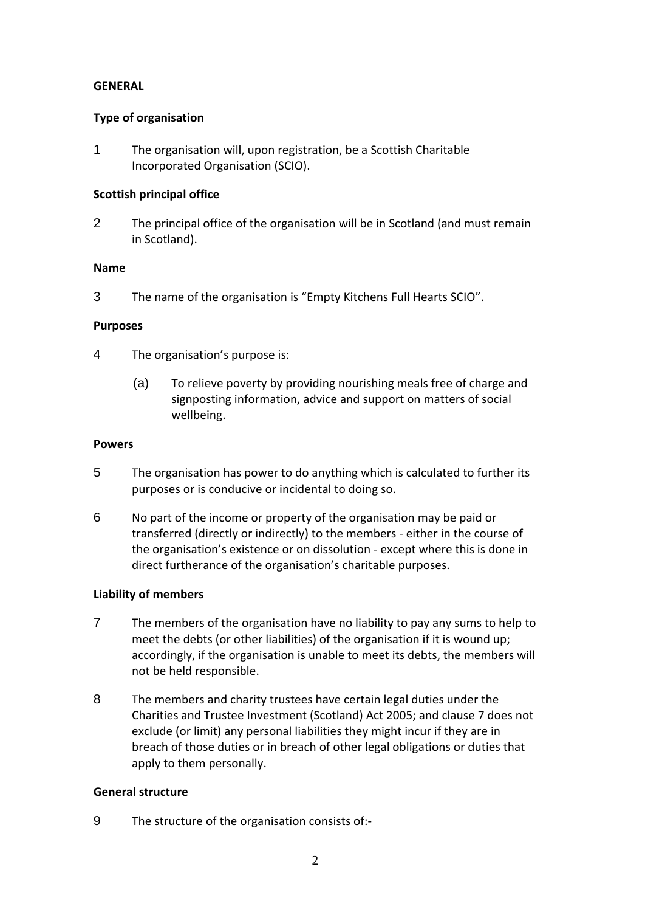**GENERAL**

**Type of organisation**

1 The organisation will, upon registration, be a Scottish Charitable Incorporated Organisation (SCIO).

**Scottish principal office**

2 The principal office of the organisation will be in Scotland (and must remain in Scotland).

**Name**

3 The name of the organisation is “Empty Kitchens Full Hearts SCIO”.

**Purposes**

4 The organisation’s purpose is:

(a) To relieve poverty by providing nourishing meals free of charge and signposting information, advice and support on matters of social wellbeing.

**Powers**

5 The organisation has power to do anything which is calculated to further its purposes or is conducive or incidental to doing so.

6 No part of the income or property of the organisation may be paid or transferred (directly or indirectly) to the members - either in the course of the organisation’s existence or on dissolution - except where this is done in direct furtherance of the organisation’s charitable purposes.

**Liability of members**

7 The members of the organisation have no liability to pay any sums to help to meet the debts (or other liabilities) of the organisation if it is wound up; accordingly, if the organisation is unable to meet its debts, the members will not be held responsible.

8 The members and charity trustees have certain legal duties under the Charities and Trustee Investment (Scotland) Act 2005; and clause 7 does not exclude (or limit) any personal liabilities they might incur if they are in breach of those duties or in breach of other legal obligations or duties that apply to them personally.

**General structure**

9 The structure of the organisation consists of:-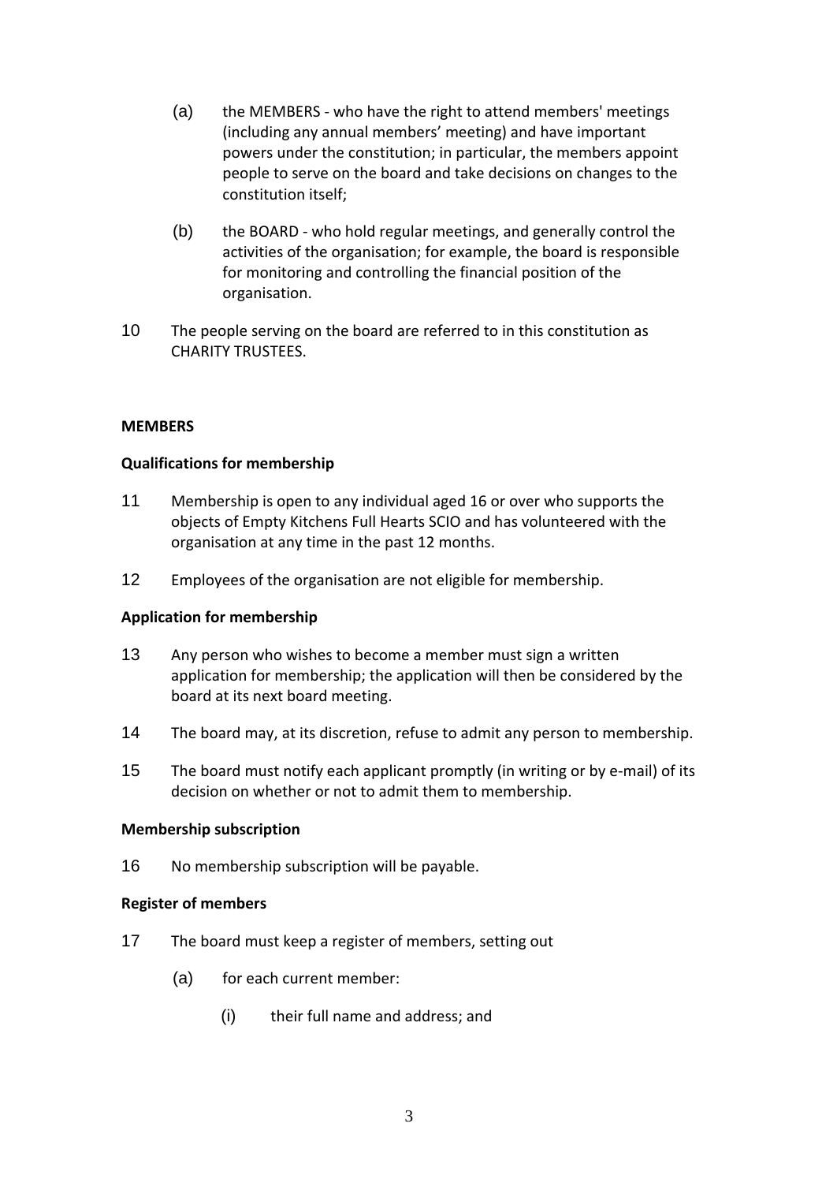(a) the MEMBERS - who have the right to attend members' meetings (including any annual members' meeting) and have important powers under the constitution; in particular, the members appoint people to serve on the board and take decisions on changes to the constitution itself;

(b) the BOARD - who hold regular meetings, and generally control the activities of the organisation; for example, the board is responsible for monitoring and controlling the financial position of the organisation.

10 The people serving on the board are referred to in this constitution as CHARITY TRUSTEES.

**MEMBERS**

**Qualifications for membership**

11 Membership is open to any individual aged 16 or over who supports the objects of Empty Kitchens Full Hearts SCIO and has volunteered with the organisation at any time in the past 12 months.

12 Employees of the organisation are not eligible for membership.

**Application for membership**

13 Any person who wishes to become a member must sign a written application for membership; the application will then be considered by the board at its next board meeting.

14 The board may, at its discretion, refuse to admit any person to membership.

15 The board must notify each applicant promptly (in writing or by e-mail) of its decision on whether or not to admit them to membership.

**Membership subscription**

16 No membership subscription will be payable.

**Register of members**

17 The board must keep a register of members, setting out

(a) for each current member:

(i) their full name and address; and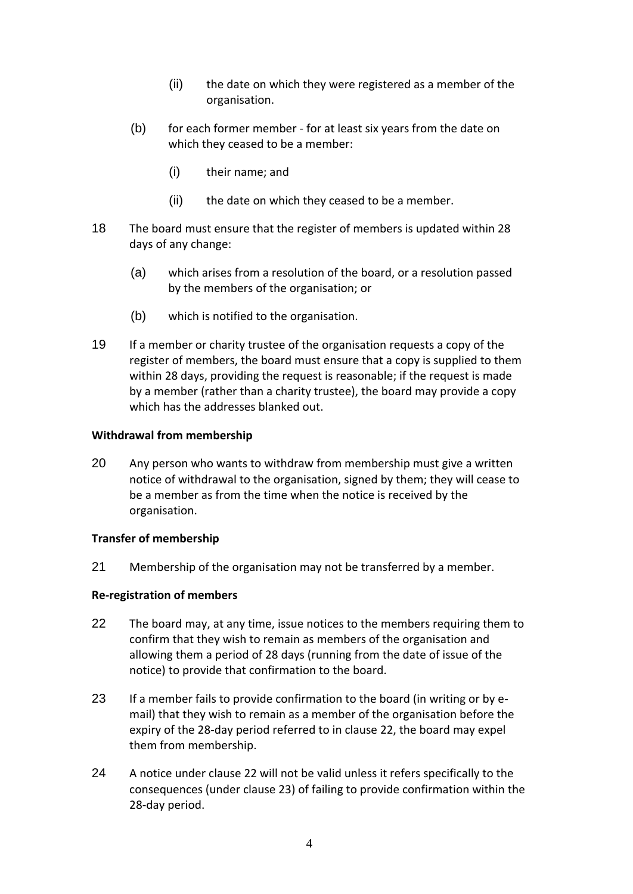(ii) the date on which they were registered as a member of the organisation.

(b) for each former member - for at least six years from the date on which they ceased to be a member:

(i) their name; and

(ii) the date on which they ceased to be a member.

18 The board must ensure that the register of members is updated within 28 days of any change:

(a) which arises from a resolution of the board, or a resolution passed by the members of the organisation; or

(b) which is notified to the organisation.

19 If a member or charity trustee of the organisation requests a copy of the register of members, the board must ensure that a copy is supplied to them within 28 days, providing the request is reasonable; if the request is made by a member (rather than a charity trustee), the board may provide a copy which has the addresses blanked out.

**Withdrawal from membership**

20 Any person who wants to withdraw from membership must give a written notice of withdrawal to the organisation, signed by them; they will cease to be a member as from the time when the notice is received by the organisation.

**Transfer of membership**

21 Membership of the organisation may not be transferred by a member.

**Re-registration of members**

22 The board may, at any time, issue notices to the members requiring them to confirm that they wish to remain as members of the organisation and allowing them a period of 28 days (running from the date of issue of the notice) to provide that confirmation to the board.

23 If a member fails to provide confirmation to the board (in writing or by e-mail) that they wish to remain as a member of the organisation before the expiry of the 28-day period referred to in clause 22, the board may expel them from membership.

24 A notice under clause 22 will not be valid unless it refers specifically to the consequences (under clause 23) of failing to provide confirmation within the 28-day period.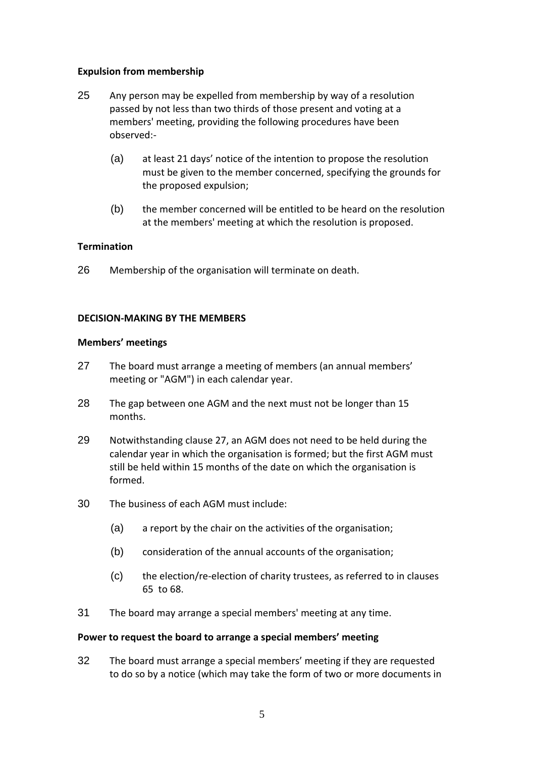**Expulsion from membership**

25 Any person may be expelled from membership by way of a resolution passed by not less than two thirds of those present and voting at a members' meeting, providing the following procedures have been observed:-

(a) at least 21 days' notice of the intention to propose the resolution must be given to the member concerned, specifying the grounds for the proposed expulsion;

(b) the member concerned will be entitled to be heard on the resolution at the members' meeting at which the resolution is proposed.

**Termination**

26 Membership of the organisation will terminate on death.

**DECISION-MAKING BY THE MEMBERS**

**Members' meetings**

27 The board must arrange a meeting of members (an annual members' meeting or "AGM") in each calendar year.

28 The gap between one AGM and the next must not be longer than 15 months.

29 Notwithstanding clause 27, an AGM does not need to be held during the calendar year in which the organisation is formed; but the first AGM must still be held within 15 months of the date on which the organisation is formed.

30 The business of each AGM must include:

(a) a report by the chair on the activities of the organisation;

(b) consideration of the annual accounts of the organisation;

(c) the election/re-election of charity trustees, as referred to in clauses 65 to 68.

31 The board may arrange a special members' meeting at any time.

**Power to request the board to arrange a special members' meeting**

32 The board must arrange a special members' meeting if they are requested to do so by a notice (which may take the form of two or more documents in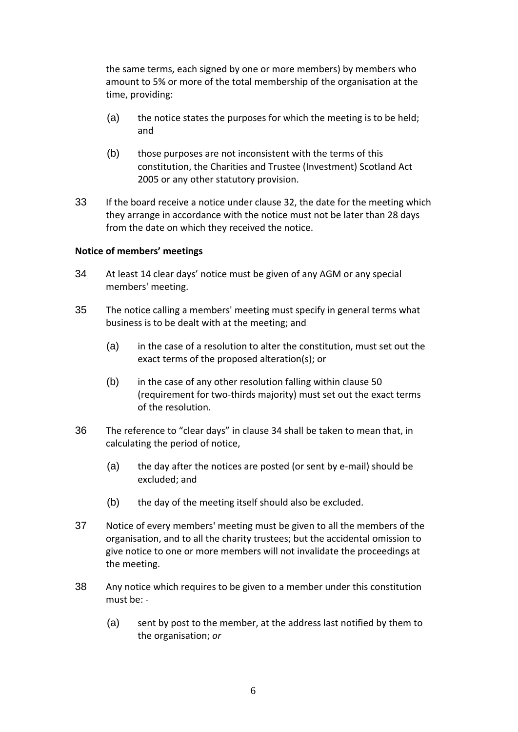the same terms, each signed by one or more members) by members who amount to 5% or more of the total membership of the organisation at the time, providing:

(a) the notice states the purposes for which the meeting is to be held; and

(b) those purposes are not inconsistent with the terms of this constitution, the Charities and Trustee (Investment) Scotland Act 2005 or any other statutory provision.

33 If the board receive a notice under clause 32, the date for the meeting which they arrange in accordance with the notice must not be later than 28 days from the date on which they received the notice.

**Notice of members' meetings**

34 At least 14 clear days' notice must be given of any AGM or any special members' meeting.

35 The notice calling a members' meeting must specify in general terms what business is to be dealt with at the meeting; and

(a) in the case of a resolution to alter the constitution, must set out the exact terms of the proposed alteration(s); or

(b) in the case of any other resolution falling within clause 50 (requirement for two-thirds majority) must set out the exact terms of the resolution.

36 The reference to "clear days" in clause 34 shall be taken to mean that, in calculating the period of notice,

(a) the day after the notices are posted (or sent by e-mail) should be excluded; and

(b) the day of the meeting itself should also be excluded.

37 Notice of every members' meeting must be given to all the members of the organisation, and to all the charity trustees; but the accidental omission to give notice to one or more members will not invalidate the proceedings at the meeting.

38 Any notice which requires to be given to a member under this constitution must be: -

(a) sent by post to the member, at the address last notified by them to the organisation; *or*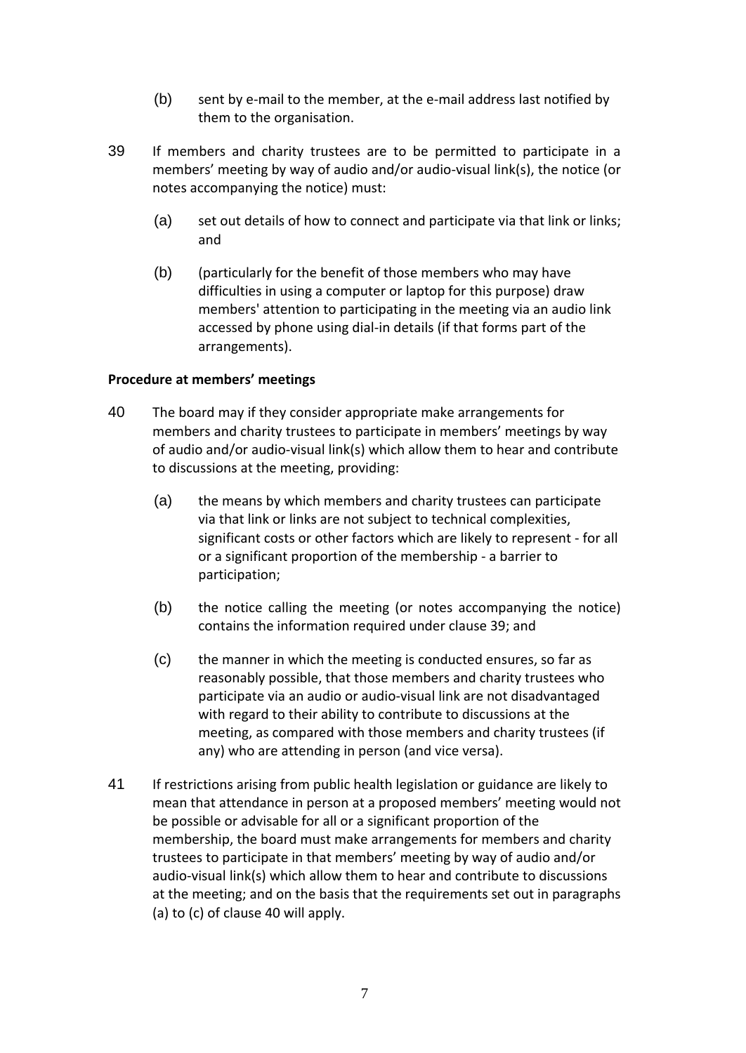(b) sent by e-mail to the member, at the e-mail address last notified by them to the organisation.

39 If members and charity trustees are to be permitted to participate in a members' meeting by way of audio and/or audio-visual link(s), the notice (or notes accompanying the notice) must:

(a) set out details of how to connect and participate via that link or links; and

(b) (particularly for the benefit of those members who may have difficulties in using a computer or laptop for this purpose) draw members' attention to participating in the meeting via an audio link accessed by phone using dial-in details (if that forms part of the arrangements).

**Procedure at members' meetings**

40 The board may if they consider appropriate make arrangements for members and charity trustees to participate in members' meetings by way of audio and/or audio-visual link(s) which allow them to hear and contribute to discussions at the meeting, providing:

(a) the means by which members and charity trustees can participate via that link or links are not subject to technical complexities, significant costs or other factors which are likely to represent - for all or a significant proportion of the membership - a barrier to participation;

(b) the notice calling the meeting (or notes accompanying the notice) contains the information required under clause 39; and

(c) the manner in which the meeting is conducted ensures, so far as reasonably possible, that those members and charity trustees who participate via an audio or audio-visual link are not disadvantaged with regard to their ability to contribute to discussions at the meeting, as compared with those members and charity trustees (if any) who are attending in person (and vice versa).

41 If restrictions arising from public health legislation or guidance are likely to mean that attendance in person at a proposed members' meeting would not be possible or advisable for all or a significant proportion of the membership, the board must make arrangements for members and charity trustees to participate in that members' meeting by way of audio and/or audio-visual link(s) which allow them to hear and contribute to discussions at the meeting; and on the basis that the requirements set out in paragraphs (a) to (c) of clause 40 will apply.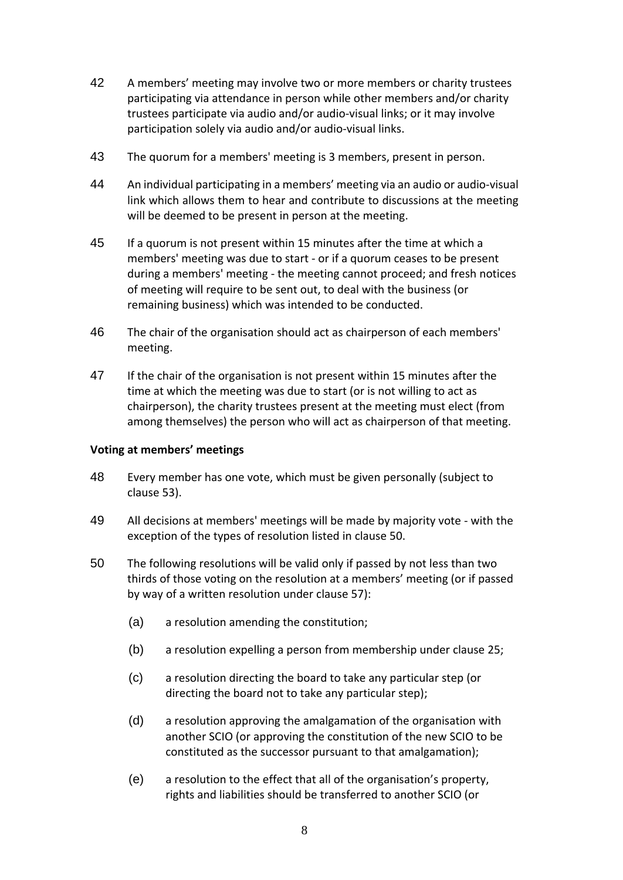42 A members’ meeting may involve two or more members or charity trustees participating via attendance in person while other members and/or charity trustees participate via audio and/or audio-visual links; or it may involve participation solely via audio and/or audio-visual links.

43 The quorum for a members' meeting is 3 members, present in person.

44 An individual participating in a members’ meeting via an audio or audio-visual link which allows them to hear and contribute to discussions at the meeting will be deemed to be present in person at the meeting.

45 If a quorum is not present within 15 minutes after the time at which a members' meeting was due to start - or if a quorum ceases to be present during a members' meeting - the meeting cannot proceed; and fresh notices of meeting will require to be sent out, to deal with the business (or remaining business) which was intended to be conducted.

46 The chair of the organisation should act as chairperson of each members' meeting.

47 If the chair of the organisation is not present within 15 minutes after the time at which the meeting was due to start (or is not willing to act as chairperson), the charity trustees present at the meeting must elect (from among themselves) the person who will act as chairperson of that meeting.

**Voting at members’ meetings**

48 Every member has one vote, which must be given personally (subject to clause 53).

49 All decisions at members' meetings will be made by majority vote - with the exception of the types of resolution listed in clause 50.

50 The following resolutions will be valid only if passed by not less than two thirds of those voting on the resolution at a members’ meeting (or if passed by way of a written resolution under clause 57):

(a) a resolution amending the constitution;

(b) a resolution expelling a person from membership under clause 25;

(c) a resolution directing the board to take any particular step (or directing the board not to take any particular step);

(d) a resolution approving the amalgamation of the organisation with another SCIO (or approving the constitution of the new SCIO to be constituted as the successor pursuant to that amalgamation);

(e) a resolution to the effect that all of the organisation’s property, rights and liabilities should be transferred to another SCIO (or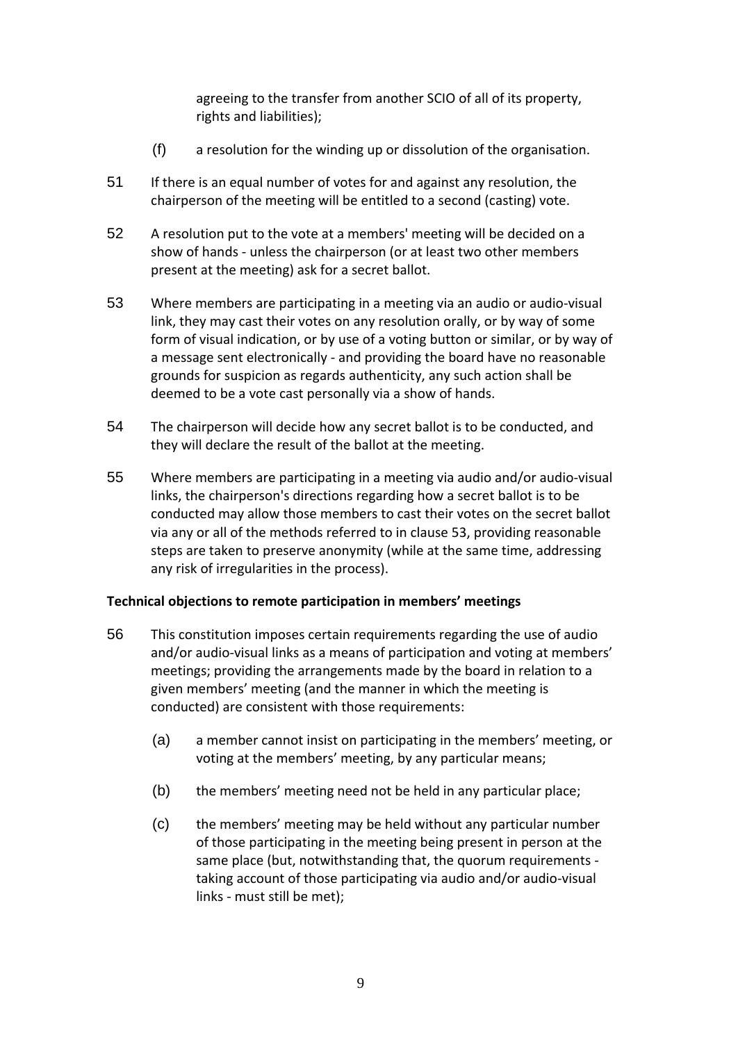agreeing to the transfer from another SCIO of all of its property, rights and liabilities);

(f) a resolution for the winding up or dissolution of the organisation.

51 If there is an equal number of votes for and against any resolution, the chairperson of the meeting will be entitled to a second (casting) vote.

52 A resolution put to the vote at a members' meeting will be decided on a show of hands - unless the chairperson (or at least two other members present at the meeting) ask for a secret ballot.

53 Where members are participating in a meeting via an audio or audio-visual link, they may cast their votes on any resolution orally, or by way of some form of visual indication, or by use of a voting button or similar, or by way of a message sent electronically - and providing the board have no reasonable grounds for suspicion as regards authenticity, any such action shall be deemed to be a vote cast personally via a show of hands.

54 The chairperson will decide how any secret ballot is to be conducted, and they will declare the result of the ballot at the meeting.

55 Where members are participating in a meeting via audio and/or audio-visual links, the chairperson's directions regarding how a secret ballot is to be conducted may allow those members to cast their votes on the secret ballot via any or all of the methods referred to in clause 53, providing reasonable steps are taken to preserve anonymity (while at the same time, addressing any risk of irregularities in the process).

**Technical objections to remote participation in members' meetings**

56 This constitution imposes certain requirements regarding the use of audio and/or audio-visual links as a means of participation and voting at members' meetings; providing the arrangements made by the board in relation to a given members' meeting (and the manner in which the meeting is conducted) are consistent with those requirements:

(a) a member cannot insist on participating in the members' meeting, or voting at the members' meeting, by any particular means;

(b) the members' meeting need not be held in any particular place;

(c) the members' meeting may be held without any particular number of those participating in the meeting being present in person at the same place (but, notwithstanding that, the quorum requirements - taking account of those participating via audio and/or audio-visual links - must still be met);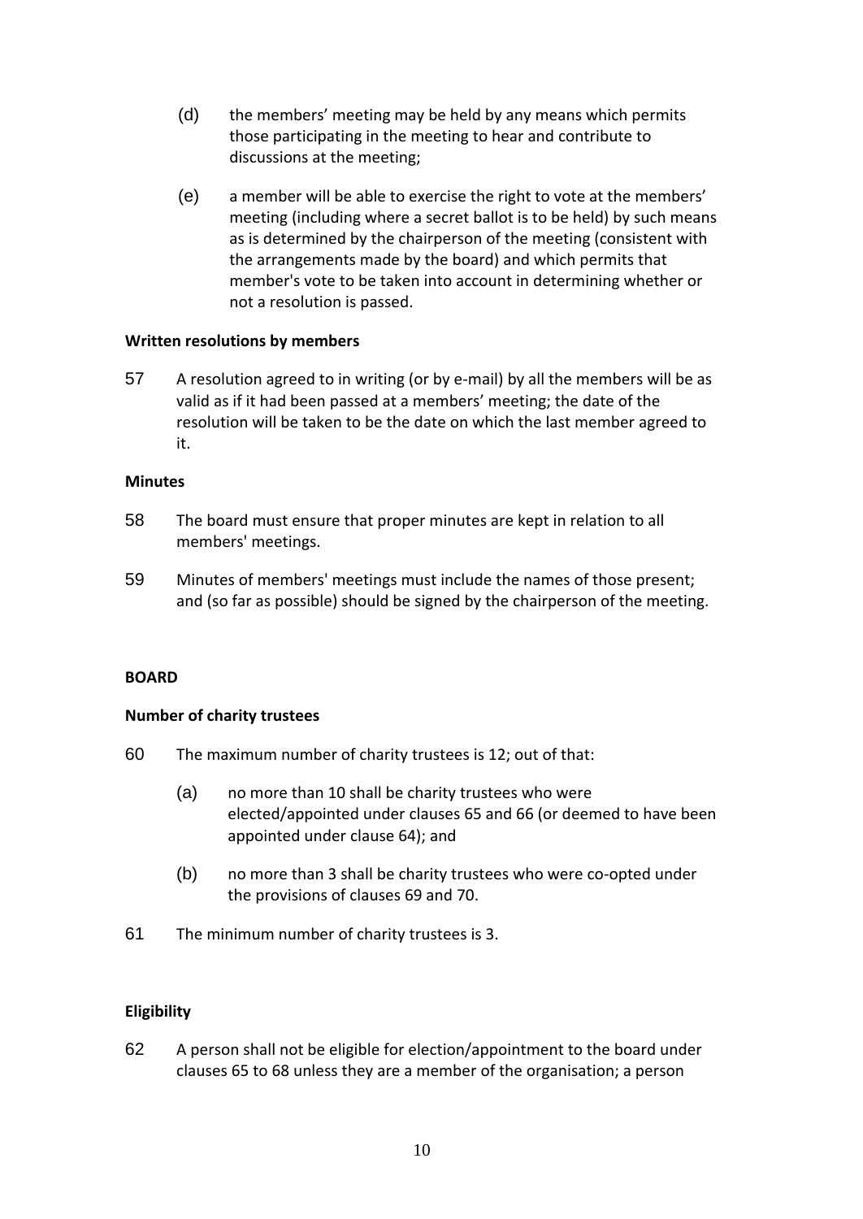(d) the members' meeting may be held by any means which permits those participating in the meeting to hear and contribute to discussions at the meeting;

(e) a member will be able to exercise the right to vote at the members' meeting (including where a secret ballot is to be held) by such means as is determined by the chairperson of the meeting (consistent with the arrangements made by the board) and which permits that member's vote to be taken into account in determining whether or not a resolution is passed.

**Written resolutions by members**

57 A resolution agreed to in writing (or by e-mail) by all the members will be as valid as if it had been passed at a members' meeting; the date of the resolution will be taken to be the date on which the last member agreed to it.

**Minutes**

58 The board must ensure that proper minutes are kept in relation to all members' meetings.

59 Minutes of members' meetings must include the names of those present; and (so far as possible) should be signed by the chairperson of the meeting.

**BOARD**

**Number of charity trustees**

60 The maximum number of charity trustees is 12; out of that:

(a) no more than 10 shall be charity trustees who were elected/appointed under clauses 65 and 66 (or deemed to have been appointed under clause 64); and

(b) no more than 3 shall be charity trustees who were co-opted under the provisions of clauses 69 and 70.

61 The minimum number of charity trustees is 3.

**Eligibility**

62 A person shall not be eligible for election/appointment to the board under clauses 65 to 68 unless they are a member of the organisation; a person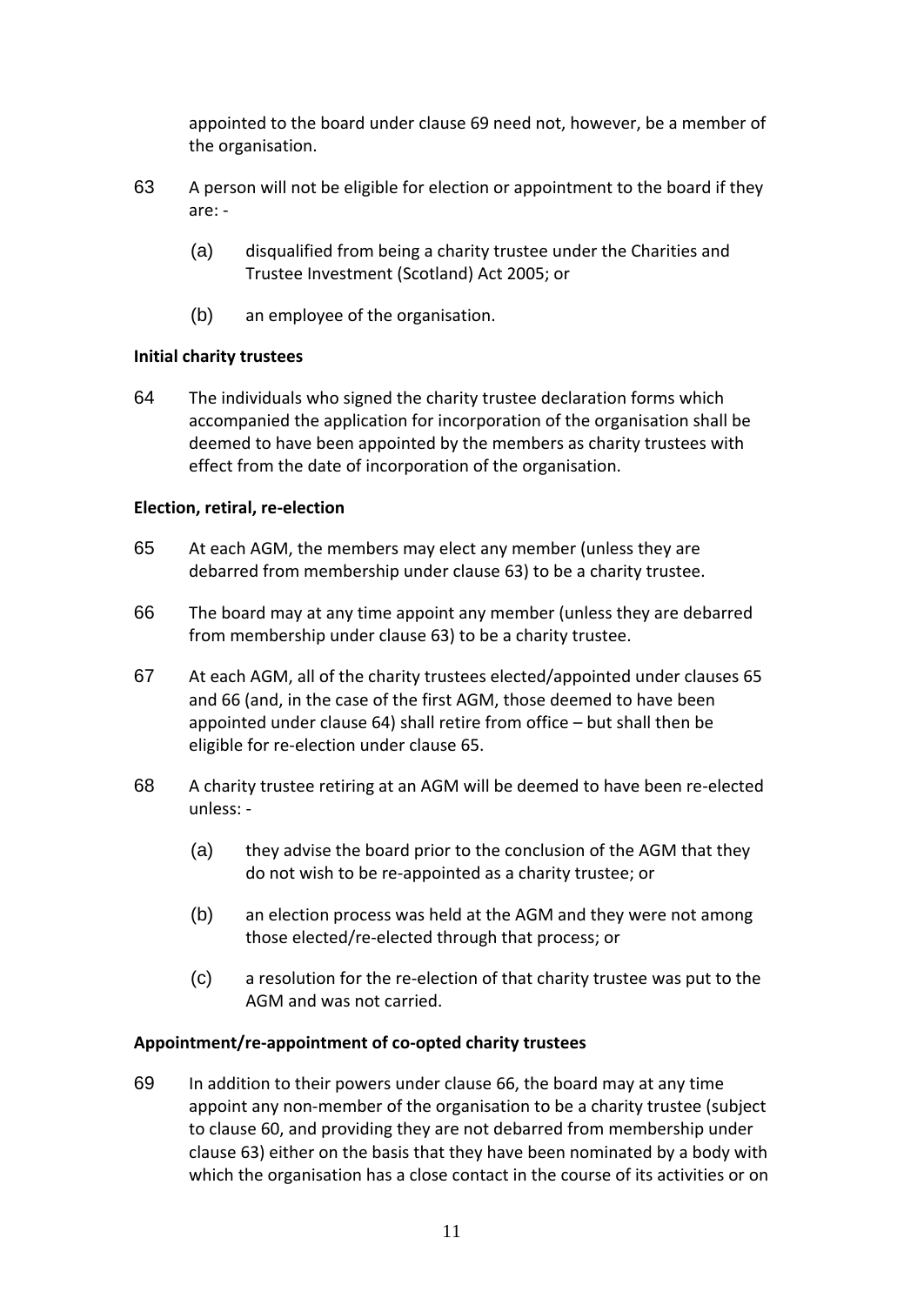appointed to the board under clause 69 need not, however, be a member of the organisation.

63 A person will not be eligible for election or appointment to the board if they are: -

(a) disqualified from being a charity trustee under the Charities and Trustee Investment (Scotland) Act 2005; or

(b) an employee of the organisation.

**Initial charity trustees**

64 The individuals who signed the charity trustee declaration forms which accompanied the application for incorporation of the organisation shall be deemed to have been appointed by the members as charity trustees with effect from the date of incorporation of the organisation.

**Election, retiral, re-election**

65 At each AGM, the members may elect any member (unless they are debarred from membership under clause 63) to be a charity trustee.

66 The board may at any time appoint any member (unless they are debarred from membership under clause 63) to be a charity trustee.

67 At each AGM, all of the charity trustees elected/appointed under clauses 65 and 66 (and, in the case of the first AGM, those deemed to have been appointed under clause 64) shall retire from office – but shall then be eligible for re-election under clause 65.

68 A charity trustee retiring at an AGM will be deemed to have been re-elected unless: -

(a) they advise the board prior to the conclusion of the AGM that they do not wish to be re-appointed as a charity trustee; or

(b) an election process was held at the AGM and they were not among those elected/re-elected through that process; or

(c) a resolution for the re-election of that charity trustee was put to the AGM and was not carried.

**Appointment/re-appointment of co-opted charity trustees**

69 In addition to their powers under clause 66, the board may at any time appoint any non-member of the organisation to be a charity trustee (subject to clause 60, and providing they are not debarred from membership under clause 63) either on the basis that they have been nominated by a body with which the organisation has a close contact in the course of its activities or on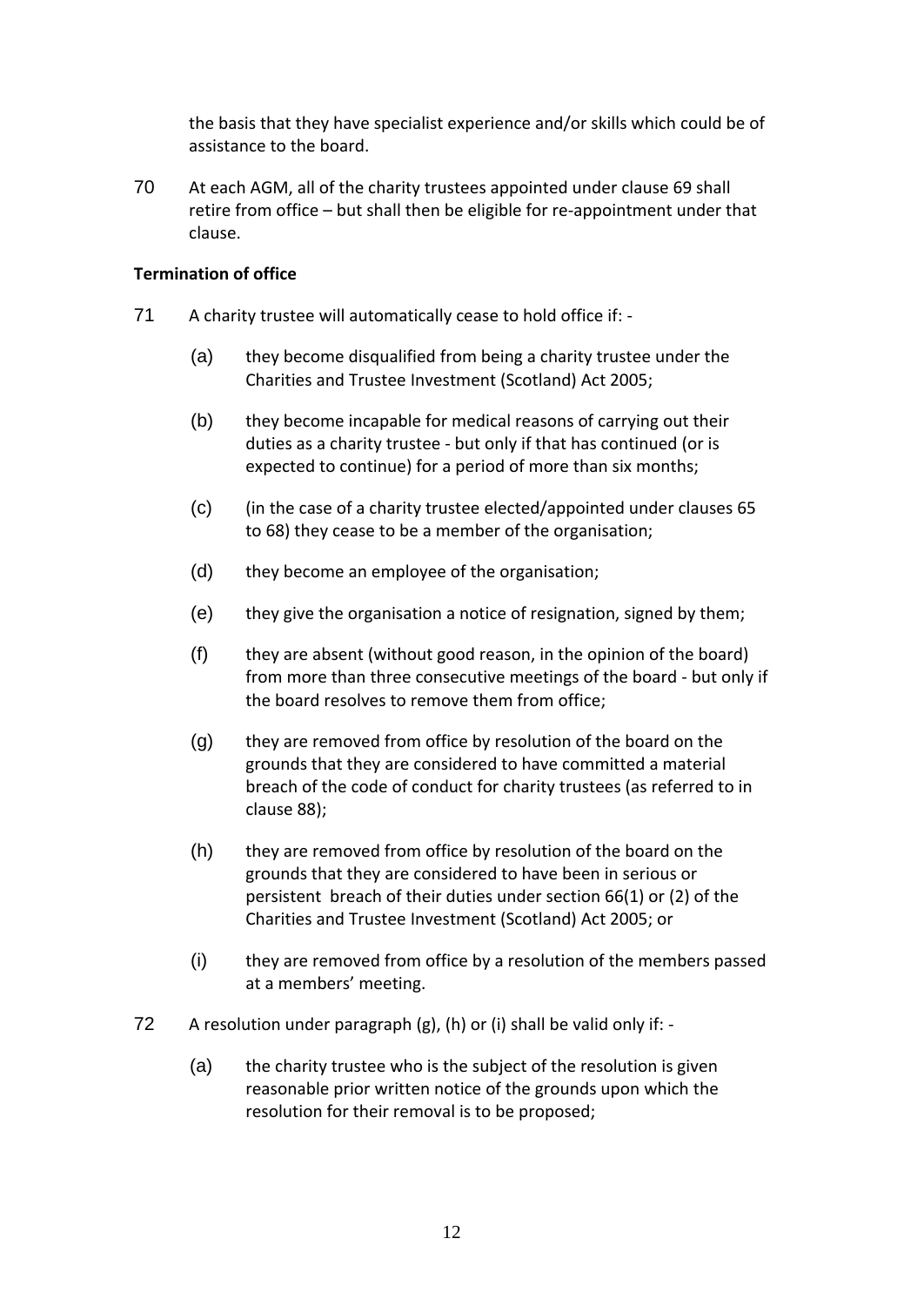the basis that they have specialist experience and/or skills which could be of assistance to the board.

70 At each AGM, all of the charity trustees appointed under clause 69 shall retire from office – but shall then be eligible for re-appointment under that clause.

**Termination of office**

71 A charity trustee will automatically cease to hold office if: -

(a) they become disqualified from being a charity trustee under the Charities and Trustee Investment (Scotland) Act 2005;

(b) they become incapable for medical reasons of carrying out their duties as a charity trustee - but only if that has continued (or is expected to continue) for a period of more than six months;

(c) (in the case of a charity trustee elected/appointed under clauses 65 to 68) they cease to be a member of the organisation;

(d) they become an employee of the organisation;

(e) they give the organisation a notice of resignation, signed by them;

(f) they are absent (without good reason, in the opinion of the board) from more than three consecutive meetings of the board - but only if the board resolves to remove them from office;

(g) they are removed from office by resolution of the board on the grounds that they are considered to have committed a material breach of the code of conduct for charity trustees (as referred to in clause 88);

(h) they are removed from office by resolution of the board on the grounds that they are considered to have been in serious or persistent breach of their duties under section 66(1) or (2) of the Charities and Trustee Investment (Scotland) Act 2005; or

(i) they are removed from office by a resolution of the members passed at a members' meeting.

72 A resolution under paragraph (g), (h) or (i) shall be valid only if: -

(a) the charity trustee who is the subject of the resolution is given reasonable prior written notice of the grounds upon which the resolution for their removal is to be proposed;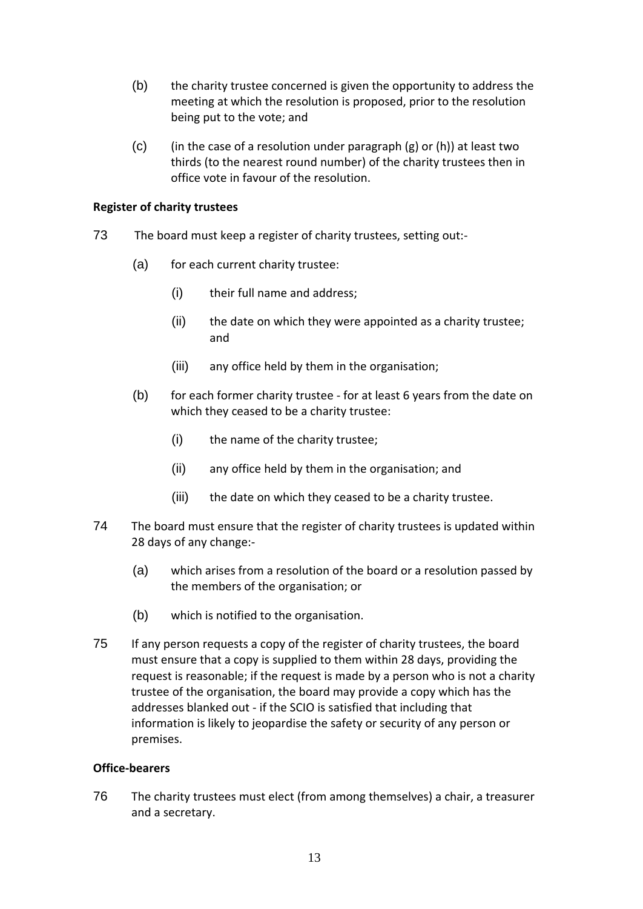(b) the charity trustee concerned is given the opportunity to address the meeting at which the resolution is proposed, prior to the resolution being put to the vote; and

(c) (in the case of a resolution under paragraph (g) or (h)) at least two thirds (to the nearest round number) of the charity trustees then in office vote in favour of the resolution.

**Register of charity trustees**

73 The board must keep a register of charity trustees, setting out:-

- (a) for each current charity trustee:
    - (i) their full name and address;
    - (ii) the date on which they were appointed as a charity trustee; and
    - (iii) any office held by them in the organisation;
- (b) for each former charity trustee - for at least 6 years from the date on which they ceased to be a charity trustee:
    - (i) the name of the charity trustee;
    - (ii) any office held by them in the organisation; and
    - (iii) the date on which they ceased to be a charity trustee.

74 The board must ensure that the register of charity trustees is updated within 28 days of any change:-

- (a) which arises from a resolution of the board or a resolution passed by the members of the organisation; or
- (b) which is notified to the organisation.

75 If any person requests a copy of the register of charity trustees, the board must ensure that a copy is supplied to them within 28 days, providing the request is reasonable; if the request is made by a person who is not a charity trustee of the organisation, the board may provide a copy which has the addresses blanked out - if the SCIO is satisfied that including that information is likely to jeopardise the safety or security of any person or premises.

**Office-bearers**

76 The charity trustees must elect (from among themselves) a chair, a treasurer and a secretary.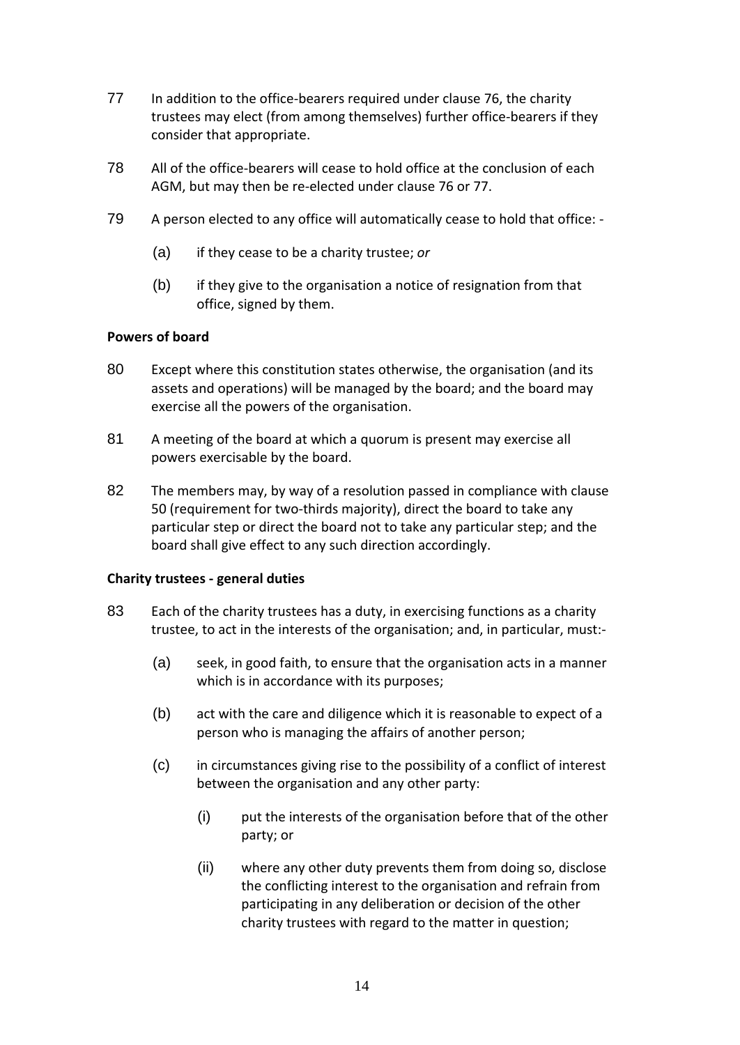77 In addition to the office-bearers required under clause 76, the charity trustees may elect (from among themselves) further office-bearers if they consider that appropriate.

78 All of the office-bearers will cease to hold office at the conclusion of each AGM, but may then be re-elected under clause 76 or 77.

79 A person elected to any office will automatically cease to hold that office: -

  (a) if they cease to be a charity trustee; *or*

  (b) if they give to the organisation a notice of resignation from that office, signed by them.

**Powers of board**

80 Except where this constitution states otherwise, the organisation (and its assets and operations) will be managed by the board; and the board may exercise all the powers of the organisation.

81 A meeting of the board at which a quorum is present may exercise all powers exercisable by the board.

82 The members may, by way of a resolution passed in compliance with clause 50 (requirement for two-thirds majority), direct the board to take any particular step or direct the board not to take any particular step; and the board shall give effect to any such direction accordingly.

**Charity trustees - general duties**

83 Each of the charity trustees has a duty, in exercising functions as a charity trustee, to act in the interests of the organisation; and, in particular, must:-

  (a) seek, in good faith, to ensure that the organisation acts in a manner which is in accordance with its purposes;

  (b) act with the care and diligence which it is reasonable to expect of a person who is managing the affairs of another person;

  (c) in circumstances giving rise to the possibility of a conflict of interest between the organisation and any other party:

    (i) put the interests of the organisation before that of the other party; or

    (ii) where any other duty prevents them from doing so, disclose the conflicting interest to the organisation and refrain from participating in any deliberation or decision of the other charity trustees with regard to the matter in question;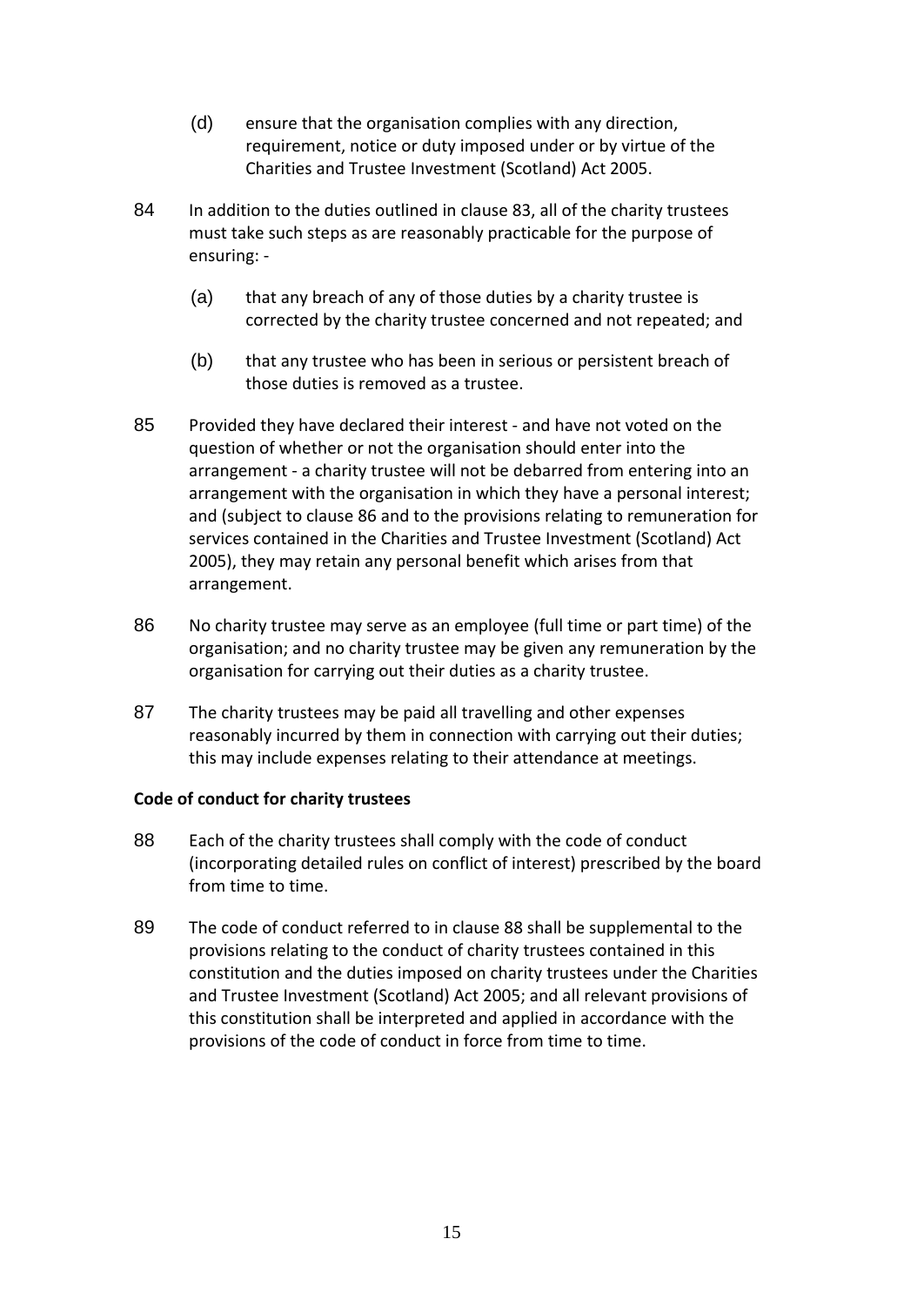(d) ensure that the organisation complies with any direction, requirement, notice or duty imposed under or by virtue of the Charities and Trustee Investment (Scotland) Act 2005.

84 In addition to the duties outlined in clause 83, all of the charity trustees must take such steps as are reasonably practicable for the purpose of ensuring: -

(a) that any breach of any of those duties by a charity trustee is corrected by the charity trustee concerned and not repeated; and

(b) that any trustee who has been in serious or persistent breach of those duties is removed as a trustee.

85 Provided they have declared their interest - and have not voted on the question of whether or not the organisation should enter into the arrangement - a charity trustee will not be debarred from entering into an arrangement with the organisation in which they have a personal interest; and (subject to clause 86 and to the provisions relating to remuneration for services contained in the Charities and Trustee Investment (Scotland) Act 2005), they may retain any personal benefit which arises from that arrangement.

86 No charity trustee may serve as an employee (full time or part time) of the organisation; and no charity trustee may be given any remuneration by the organisation for carrying out their duties as a charity trustee.

87 The charity trustees may be paid all travelling and other expenses reasonably incurred by them in connection with carrying out their duties; this may include expenses relating to their attendance at meetings.

**Code of conduct for charity trustees**

88 Each of the charity trustees shall comply with the code of conduct (incorporating detailed rules on conflict of interest) prescribed by the board from time to time.

89 The code of conduct referred to in clause 88 shall be supplemental to the provisions relating to the conduct of charity trustees contained in this constitution and the duties imposed on charity trustees under the Charities and Trustee Investment (Scotland) Act 2005; and all relevant provisions of this constitution shall be interpreted and applied in accordance with the provisions of the code of conduct in force from time to time.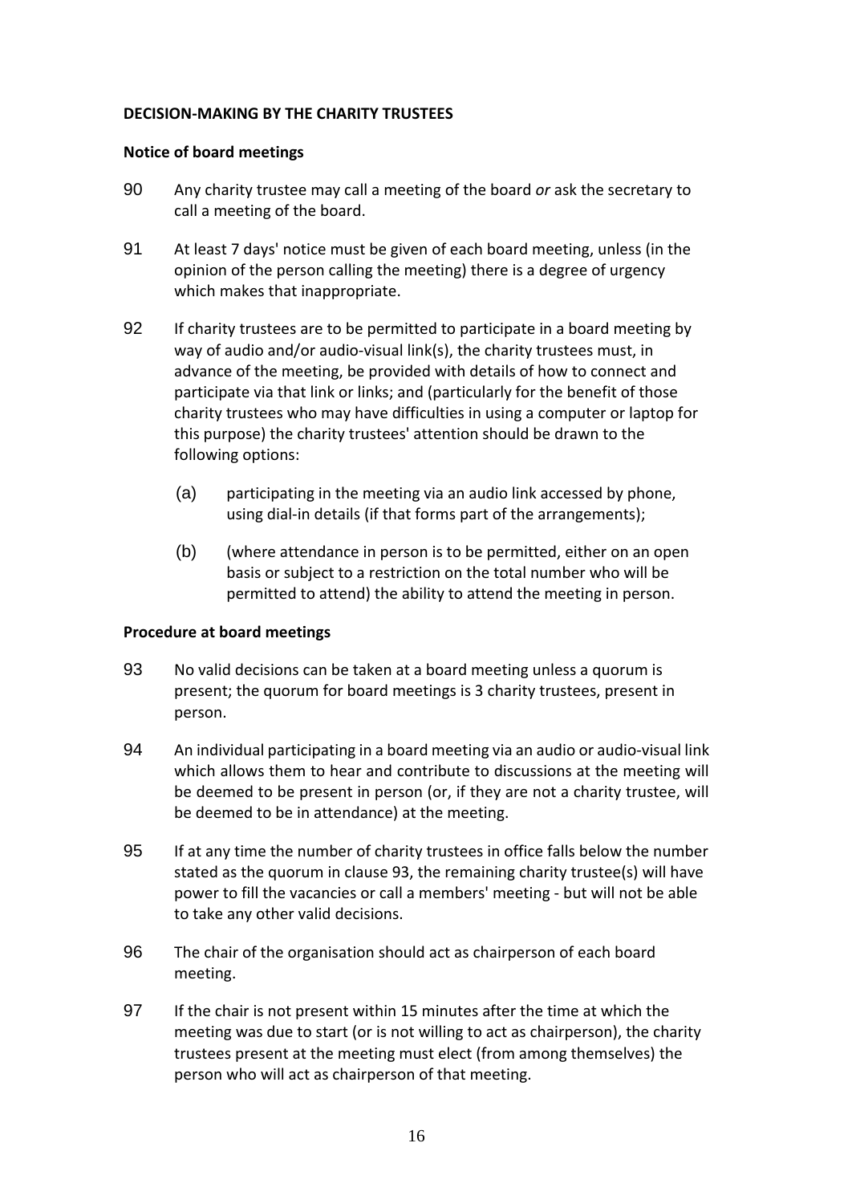## DECISION-MAKING BY THE CHARITY TRUSTEES

### Notice of board meetings

90 Any charity trustee may call a meeting of the board *or* ask the secretary to call a meeting of the board.

91 At least 7 days' notice must be given of each board meeting, unless (in the opinion of the person calling the meeting) there is a degree of urgency which makes that inappropriate.

92 If charity trustees are to be permitted to participate in a board meeting by way of audio and/or audio-visual link(s), the charity trustees must, in advance of the meeting, be provided with details of how to connect and participate via that link or links; and (particularly for the benefit of those charity trustees who may have difficulties in using a computer or laptop for this purpose) the charity trustees' attention should be drawn to the following options:

(a) participating in the meeting via an audio link accessed by phone, using dial-in details (if that forms part of the arrangements);

(b) (where attendance in person is to be permitted, either on an open basis or subject to a restriction on the total number who will be permitted to attend) the ability to attend the meeting in person.

### Procedure at board meetings

93 No valid decisions can be taken at a board meeting unless a quorum is present; the quorum for board meetings is 3 charity trustees, present in person.

94 An individual participating in a board meeting via an audio or audio-visual link which allows them to hear and contribute to discussions at the meeting will be deemed to be present in person (or, if they are not a charity trustee, will be deemed to be in attendance) at the meeting.

95 If at any time the number of charity trustees in office falls below the number stated as the quorum in clause 93, the remaining charity trustee(s) will have power to fill the vacancies or call a members' meeting - but will not be able to take any other valid decisions.

96 The chair of the organisation should act as chairperson of each board meeting.

97 If the chair is not present within 15 minutes after the time at which the meeting was due to start (or is not willing to act as chairperson), the charity trustees present at the meeting must elect (from among themselves) the person who will act as chairperson of that meeting.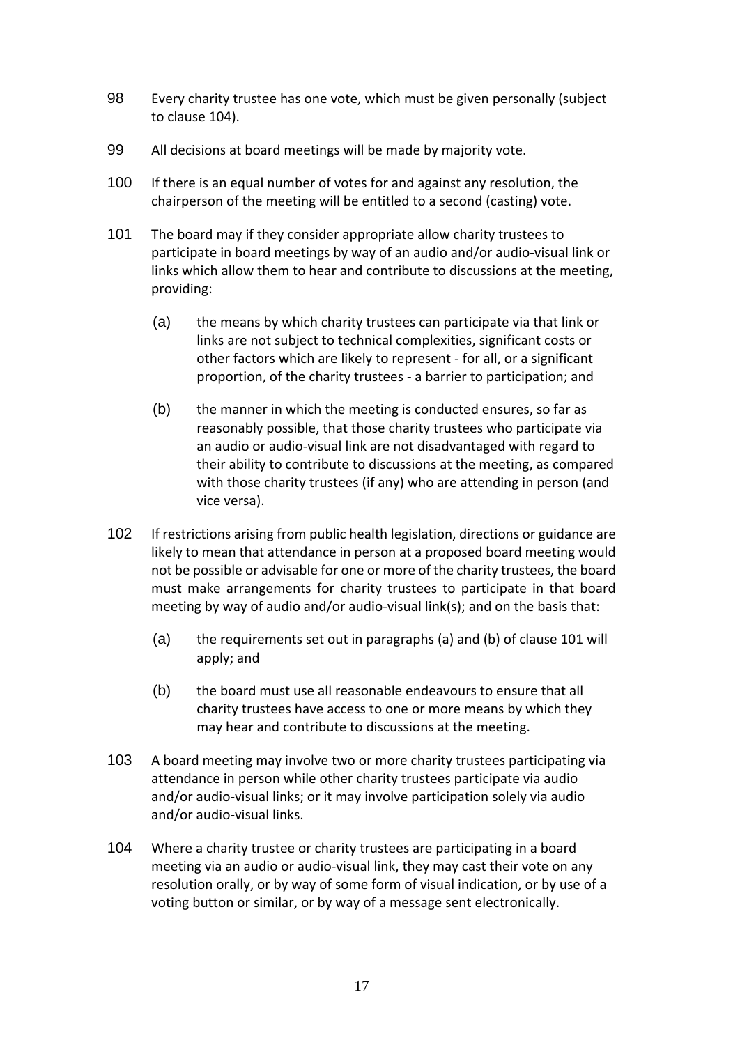98 Every charity trustee has one vote, which must be given personally (subject to clause 104).

99 All decisions at board meetings will be made by majority vote.

100 If there is an equal number of votes for and against any resolution, the chairperson of the meeting will be entitled to a second (casting) vote.

101 The board may if they consider appropriate allow charity trustees to participate in board meetings by way of an audio and/or audio-visual link or links which allow them to hear and contribute to discussions at the meeting, providing:

- (a) the means by which charity trustees can participate via that link or links are not subject to technical complexities, significant costs or other factors which are likely to represent - for all, or a significant proportion, of the charity trustees - a barrier to participation; and

- (b) the manner in which the meeting is conducted ensures, so far as reasonably possible, that those charity trustees who participate via an audio or audio-visual link are not disadvantaged with regard to their ability to contribute to discussions at the meeting, as compared with those charity trustees (if any) who are attending in person (and vice versa).

102 If restrictions arising from public health legislation, directions or guidance are likely to mean that attendance in person at a proposed board meeting would not be possible or advisable for one or more of the charity trustees, the board must make arrangements for charity trustees to participate in that board meeting by way of audio and/or audio-visual link(s); and on the basis that:

- (a) the requirements set out in paragraphs (a) and (b) of clause 101 will apply; and

- (b) the board must use all reasonable endeavours to ensure that all charity trustees have access to one or more means by which they may hear and contribute to discussions at the meeting.

103 A board meeting may involve two or more charity trustees participating via attendance in person while other charity trustees participate via audio and/or audio-visual links; or it may involve participation solely via audio and/or audio-visual links.

104 Where a charity trustee or charity trustees are participating in a board meeting via an audio or audio-visual link, they may cast their vote on any resolution orally, or by way of some form of visual indication, or by use of a voting button or similar, or by way of a message sent electronically.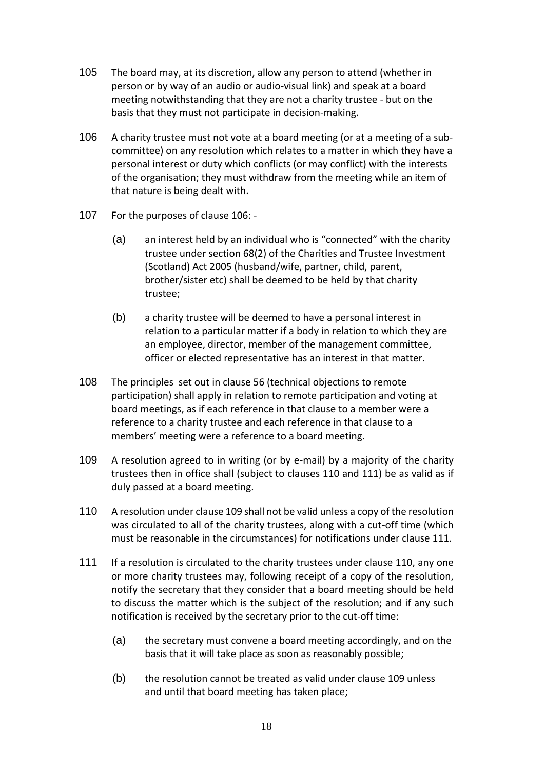105 The board may, at its discretion, allow any person to attend (whether in person or by way of an audio or audio-visual link) and speak at a board meeting notwithstanding that they are not a charity trustee - but on the basis that they must not participate in decision-making.

106 A charity trustee must not vote at a board meeting (or at a meeting of a sub-committee) on any resolution which relates to a matter in which they have a personal interest or duty which conflicts (or may conflict) with the interests of the organisation; they must withdraw from the meeting while an item of that nature is being dealt with.

107 For the purposes of clause 106: -

(a) an interest held by an individual who is "connected" with the charity trustee under section 68(2) of the Charities and Trustee Investment (Scotland) Act 2005 (husband/wife, partner, child, parent, brother/sister etc) shall be deemed to be held by that charity trustee;

(b) a charity trustee will be deemed to have a personal interest in relation to a particular matter if a body in relation to which they are an employee, director, member of the management committee, officer or elected representative has an interest in that matter.

108 The principles set out in clause 56 (technical objections to remote participation) shall apply in relation to remote participation and voting at board meetings, as if each reference in that clause to a member were a reference to a charity trustee and each reference in that clause to a members' meeting were a reference to a board meeting.

109 A resolution agreed to in writing (or by e-mail) by a majority of the charity trustees then in office shall (subject to clauses 110 and 111) be as valid as if duly passed at a board meeting.

110 A resolution under clause 109 shall not be valid unless a copy of the resolution was circulated to all of the charity trustees, along with a cut-off time (which must be reasonable in the circumstances) for notifications under clause 111.

111 If a resolution is circulated to the charity trustees under clause 110, any one or more charity trustees may, following receipt of a copy of the resolution, notify the secretary that they consider that a board meeting should be held to discuss the matter which is the subject of the resolution; and if any such notification is received by the secretary prior to the cut-off time:

(a) the secretary must convene a board meeting accordingly, and on the basis that it will take place as soon as reasonably possible;

(b) the resolution cannot be treated as valid under clause 109 unless and until that board meeting has taken place;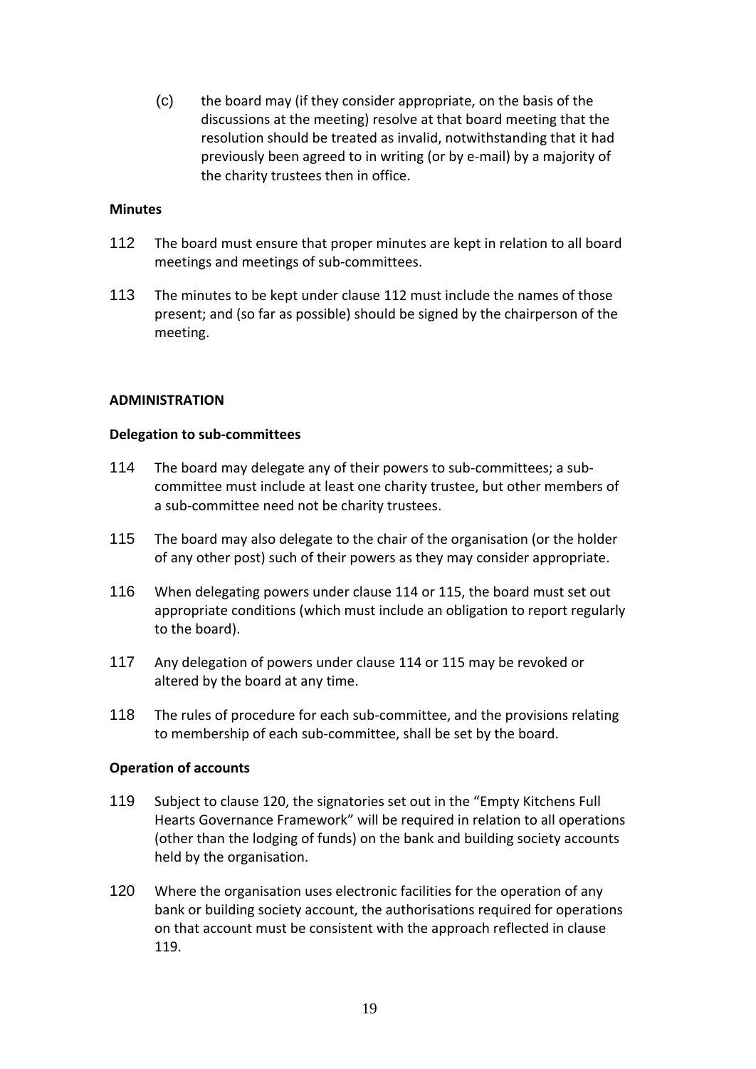(c) the board may (if they consider appropriate, on the basis of the discussions at the meeting) resolve at that board meeting that the resolution should be treated as invalid, notwithstanding that it had previously been agreed to in writing (or by e-mail) by a majority of the charity trustees then in office.

**Minutes**

112 The board must ensure that proper minutes are kept in relation to all board meetings and meetings of sub-committees.

113 The minutes to be kept under clause 112 must include the names of those present; and (so far as possible) should be signed by the chairperson of the meeting.

**ADMINISTRATION**

**Delegation to sub-committees**

114 The board may delegate any of their powers to sub-committees; a sub-committee must include at least one charity trustee, but other members of a sub-committee need not be charity trustees.

115 The board may also delegate to the chair of the organisation (or the holder of any other post) such of their powers as they may consider appropriate.

116 When delegating powers under clause 114 or 115, the board must set out appropriate conditions (which must include an obligation to report regularly to the board).

117 Any delegation of powers under clause 114 or 115 may be revoked or altered by the board at any time.

118 The rules of procedure for each sub-committee, and the provisions relating to membership of each sub-committee, shall be set by the board.

**Operation of accounts**

119 Subject to clause 120, the signatories set out in the "Empty Kitchens Full Hearts Governance Framework" will be required in relation to all operations (other than the lodging of funds) on the bank and building society accounts held by the organisation.

120 Where the organisation uses electronic facilities for the operation of any bank or building society account, the authorisations required for operations on that account must be consistent with the approach reflected in clause 119.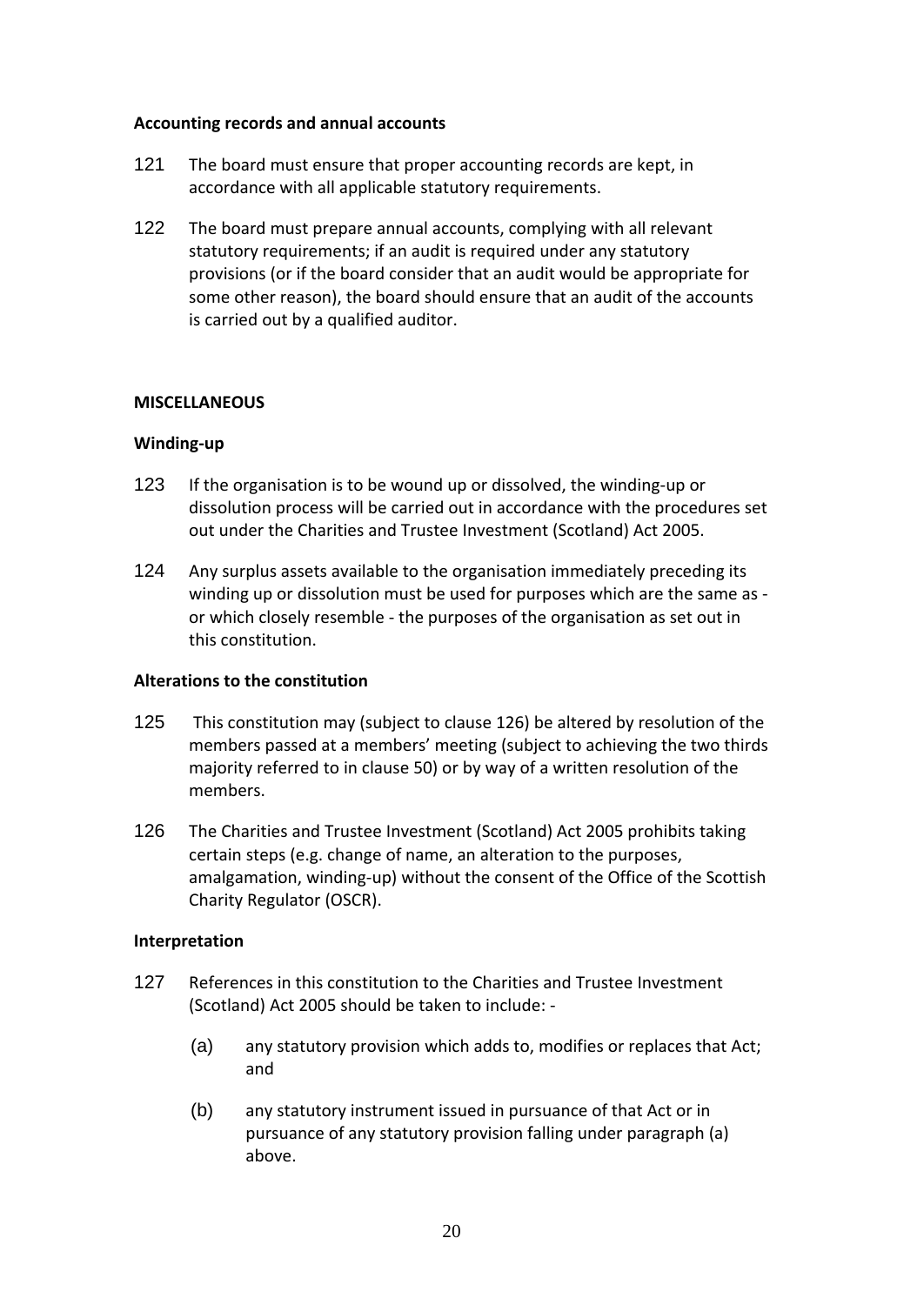**Accounting records and annual accounts**

121 The board must ensure that proper accounting records are kept, in accordance with all applicable statutory requirements.

122 The board must prepare annual accounts, complying with all relevant statutory requirements; if an audit is required under any statutory provisions (or if the board consider that an audit would be appropriate for some other reason), the board should ensure that an audit of the accounts is carried out by a qualified auditor.

**MISCELLANEOUS**

**Winding-up**

123 If the organisation is to be wound up or dissolved, the winding-up or dissolution process will be carried out in accordance with the procedures set out under the Charities and Trustee Investment (Scotland) Act 2005.

124 Any surplus assets available to the organisation immediately preceding its winding up or dissolution must be used for purposes which are the same as - or which closely resemble - the purposes of the organisation as set out in this constitution.

**Alterations to the constitution**

125 This constitution may (subject to clause 126) be altered by resolution of the members passed at a members' meeting (subject to achieving the two thirds majority referred to in clause 50) or by way of a written resolution of the members.

126 The Charities and Trustee Investment (Scotland) Act 2005 prohibits taking certain steps (e.g. change of name, an alteration to the purposes, amalgamation, winding-up) without the consent of the Office of the Scottish Charity Regulator (OSCR).

**Interpretation**

127 References in this constitution to the Charities and Trustee Investment (Scotland) Act 2005 should be taken to include: -

(a) any statutory provision which adds to, modifies or replaces that Act; and

(b) any statutory instrument issued in pursuance of that Act or in pursuance of any statutory provision falling under paragraph (a) above.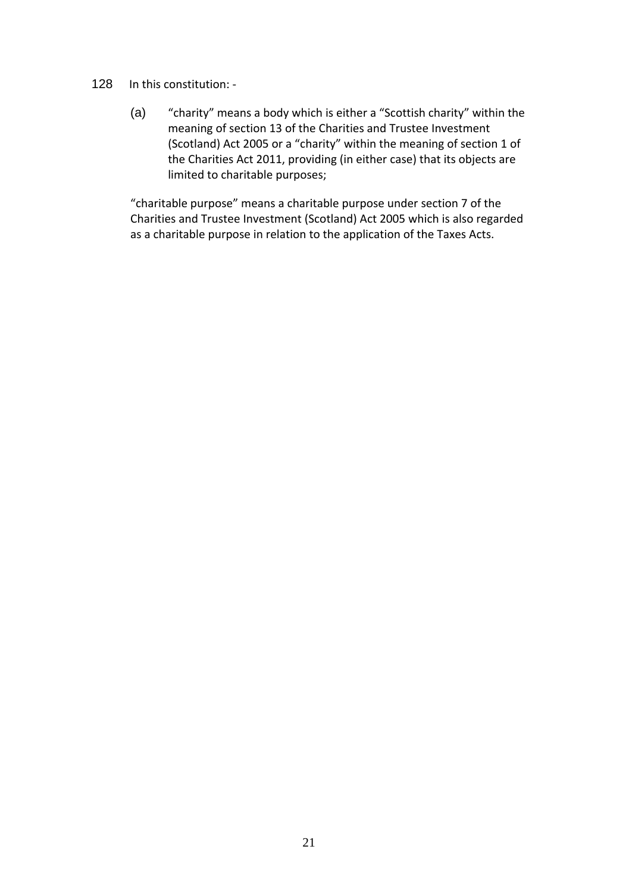128 In this constitution: -

(a) "charity" means a body which is either a "Scottish charity" within the meaning of section 13 of the Charities and Trustee Investment (Scotland) Act 2005 or a "charity" within the meaning of section 1 of the Charities Act 2011, providing (in either case) that its objects are limited to charitable purposes;

"charitable purpose" means a charitable purpose under section 7 of the Charities and Trustee Investment (Scotland) Act 2005 which is also regarded as a charitable purpose in relation to the application of the Taxes Acts.